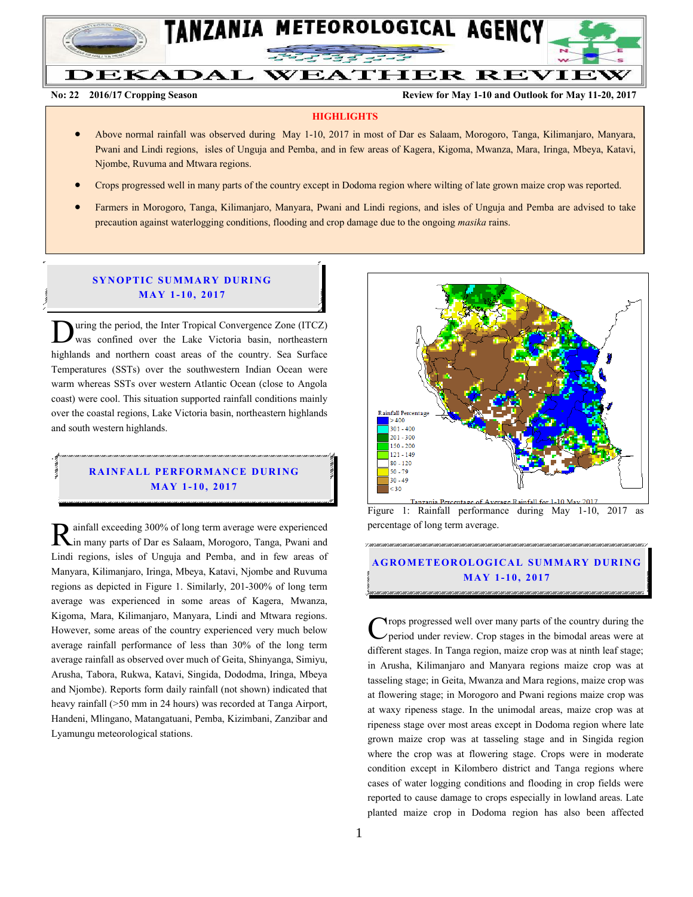# TANZANIA METEOROLOGICAL AGENCY

## DEKADAL WEATHER REVIEW

**No: 22 2016/17 Cropping Season** **Review for May 1-10 and Outlook for May 11-20, 2017**

### HIGHLIGHTS

- Above normal rainfall was observed during May 1-10, 2017 in most of Dar es Salaam, Morogoro, Tanga, Kilimanjaro, Manyara, Pwani and Lindi regions, isles of Unguja and Pemba, and in few areas of Kagera, Kigoma, Mwanza, Mara, Iringa, Mbeya, Katavi, Njombe, Ruvuma and Mtwara regions.
- Crops progressed well in many parts of the country except in Dodoma region where wilting of late grown maize crop was reported.
- Farmers in Morogoro, Tanga, Kilimanjaro, Manyara, Pwani and Lindi regions, and isles of Unguja and Pemba are advised to take precaution against waterlogging conditions, flooding and crop damage due to the ongoing *masika* rains.

### SYNOPTIC SUMMARY DURING MAY 1-10, 2017

During the period, the Inter Tropical Convergence Zone (ITCZ) was confined over the Lake Victoria basin, northeastern highlands and northern coast areas of the country. Sea Surface Temperatures (SSTs) over the southwestern Indian Ocean were warm whereas SSTs over western Atlantic Ocean (close to Angola coast) were cool. This situation supported rainfall conditions mainly over the coastal regions, Lake Victoria basin, northeastern highlands and south western highlands.

### RAINFALL PERFORMANCE DURING MAY 1-10, 2017

Rainfall exceeding 300% of long term average were experienced in many parts of Dar es Salaam, Morogoro, Tanga, Pwani and Lindi regions, isles of Unguja and Pemba, and in few areas of Manyara, Kilimanjaro, Iringa, Mbeya, Katavi, Njombe and Ruvuma regions as depicted in Figure 1. Similarly, 201-300% of long term average was experienced in some areas of Kagera, Mwanza, Kigoma, Mara, Kilimanjaro, Manyara, Lindi and Mtwara regions. However, some areas of the country experienced very much below average rainfall performance of less than 30% of the long term average rainfall as observed over much of Geita, Shinyanga, Simiyu, Arusha, Tabora, Rukwa, Katavi, Singida, Dododma, Iringa, Mbeya and Njombe). Reports form daily rainfall (not shown) indicated that heavy rainfall (>50 mm in 24 hours) was recorded at Tanga Airport, Handeni, Mlingano, Matangatuani, Pemba, Kizimbani, Zanzibar and Lyamungu meteorological stations.

Rainfall Percentage
> 400
301 - 400
201 - 300
150 - 200
121 - 149
80 - 120
50 - 79
30 - 49
< 30

Tanzania Percentage of Average Rainfall for 1-10 May 2017

Figure 1: Rainfall performance during May 1-10, 2017 as percentage of long term average.

### AGROMETEOROLOGICAL SUMMARY DURING MAY 1-10, 2017

Crops progressed well over many parts of the country during the period under review. Crop stages in the bimodal areas were at different stages. In Tanga region, maize crop was at ninth leaf stage; in Arusha, Kilimanjaro and Manyara regions maize crop was at tasseling stage; in Geita, Mwanza and Mara regions, maize crop was at flowering stage; in Morogoro and Pwani regions maize crop was at waxy ripeness stage. In the unimodal areas, maize crop was at ripeness stage over most areas except in Dodoma region where late grown maize crop was at tasseling stage and in Singida region where the crop was at flowering stage. Crops were in moderate condition except in Kilombero district and Tanga regions where cases of water logging conditions and flooding in crop fields were reported to cause damage to crops especially in lowland areas. Late planted maize crop in Dodoma region has also been affected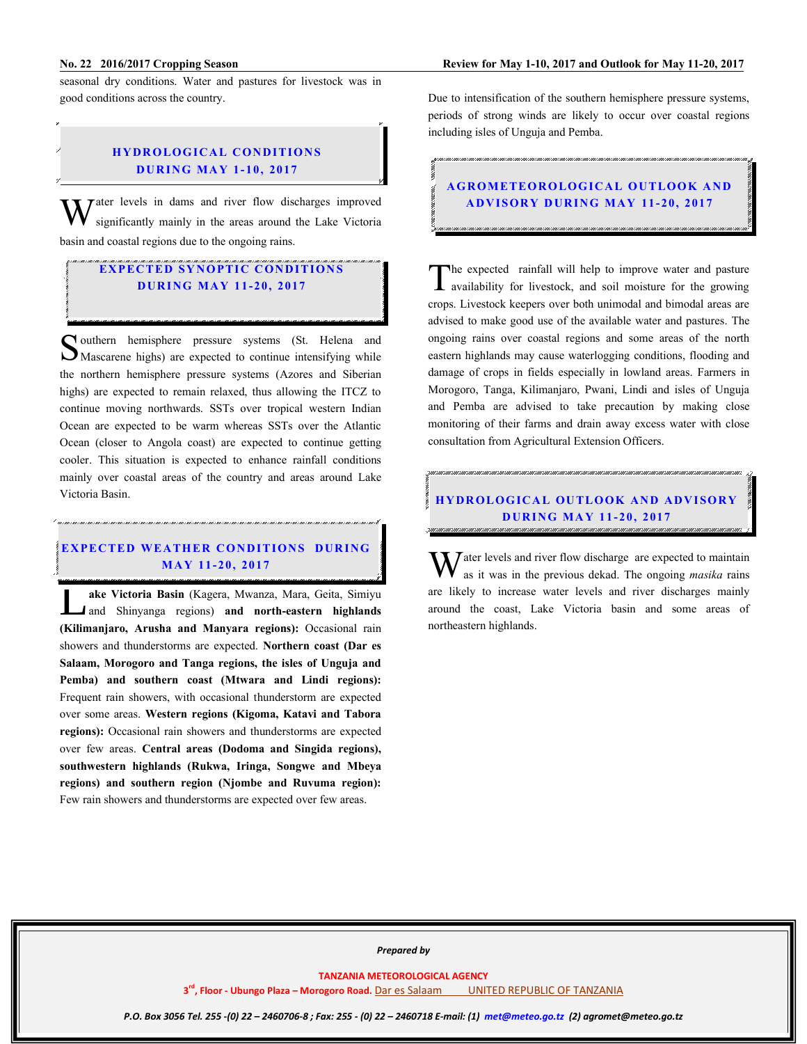seasonal dry conditions. Water and pastures for livestock was in good conditions across the country.

## HYDROLOGICAL CONDITIONS DURING MAY 1-10, 2017

Water levels in dams and river flow discharges improved significantly mainly in the areas around the Lake Victoria basin and coastal regions due to the ongoing rains.

## EXPECTED SYNOPTIC CONDITIONS DURING MAY 11-20, 2017

Southern hemisphere pressure systems (St. Helena and Mascarene highs) are expected to continue intensifying while the northern hemisphere pressure systems (Azores and Siberian highs) are expected to remain relaxed, thus allowing the ITCZ to continue moving northwards. SSTs over tropical western Indian Ocean are expected to be warm whereas SSTs over the Atlantic Ocean (closer to Angola coast) are expected to continue getting cooler. This situation is expected to enhance rainfall conditions mainly over coastal areas of the country and areas around Lake Victoria Basin.

## EXPECTED WEATHER CONDITIONS DURING MAY 11-20, 2017

**Lake Victoria Basin** (Kagera, Mwanza, Mara, Geita, Simiyu and Shinyanga regions) **and north-eastern highlands (Kilimanjaro, Arusha and Manyara regions):** Occasional rain showers and thunderstorms are expected. **Northern coast (Dar es Salaam, Morogoro and Tanga regions, the isles of Unguja and Pemba) and southern coast (Mtwara and Lindi regions):** Frequent rain showers, with occasional thunderstorm are expected over some areas. **Western regions (Kigoma, Katavi and Tabora regions):** Occasional rain showers and thunderstorms are expected over few areas. **Central areas (Dodoma and Singida regions), southwestern highlands (Rukwa, Iringa, Songwe and Mbeya regions) and southern region (Njombe and Ruvuma region):** Few rain showers and thunderstorms are expected over few areas.

Due to intensification of the southern hemisphere pressure systems, periods of strong winds are likely to occur over coastal regions including isles of Unguja and Pemba.

## AGROMETEOROLOGICAL OUTLOOK AND ADVISORY DURING MAY 11-20, 2017

The expected rainfall will help to improve water and pasture availability for livestock, and soil moisture for the growing crops. Livestock keepers over both unimodal and bimodal areas are advised to make good use of the available water and pastures. The ongoing rains over coastal regions and some areas of the north eastern highlands may cause waterlogging conditions, flooding and damage of crops in fields especially in lowland areas. Farmers in Morogoro, Tanga, Kilimanjaro, Pwani, Lindi and isles of Unguja and Pemba are advised to take precaution by making close monitoring of their farms and drain away excess water with close consultation from Agricultural Extension Officers.

## HYDROLOGICAL OUTLOOK AND ADVISORY DURING MAY 11-20, 2017

Water levels and river flow discharge are expected to maintain as it was in the previous dekad. The ongoing *masika* rains are likely to increase water levels and river discharges mainly around the coast, Lake Victoria basin and some areas of northeastern highlands.

*Prepared by*

**TANZANIA METEOROLOGICAL AGENCY**
**3rd, Floor - Ubungo Plaza – Morogoro Road.** Dar es Salaam UNITED REPUBLIC OF TANZANIA

*P.O. Box 3056 Tel. 255 -(0) 22 – 2460706-8 ; Fax: 255 - (0) 22 – 2460718 E-mail: (1) met@meteo.go.tz (2) agromet@meteo.go.tz*